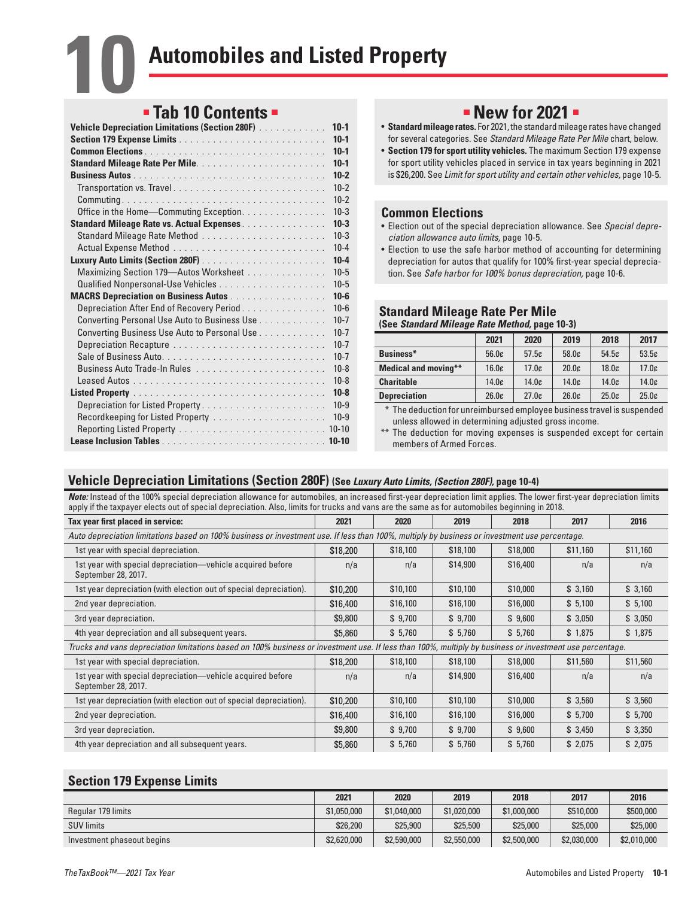# 10 Automobiles and Listed Property

## Tab 10 Contents

| | |
|---|---|
| **Vehicle Depreciation Limitations (Section 280F)** | **10-1** |
| **Section 179 Expense Limits** | **10-1** |
| **Common Elections** | **10-1** |
| **Standard Mileage Rate Per Mile** | **10-1** |
| **Business Autos** | **10-2** |
| Transportation vs. Travel | 10-2 |
| Commuting | 10-2 |
| Office in the Home—Commuting Exception | 10-3 |
| **Standard Mileage Rate vs. Actual Expenses** | **10-3** |
| Standard Mileage Rate Method | 10-3 |
| Actual Expense Method | 10-4 |
| **Luxury Auto Limits (Section 280F)** | **10-4** |
| Maximizing Section 179—Autos Worksheet | 10-5 |
| Qualified Nonpersonal-Use Vehicles | 10-5 |
| **MACRS Depreciation on Business Autos** | **10-6** |
| Depreciation After End of Recovery Period | 10-6 |
| Converting Personal Use Auto to Business Use | 10-7 |
| Converting Business Use Auto to Personal Use | 10-7 |
| Depreciation Recapture | 10-7 |
| Sale of Business Auto | 10-7 |
| Business Auto Trade-In Rules | 10-8 |
| Leased Autos | 10-8 |
| **Listed Property** | **10-8** |
| Depreciation for Listed Property | 10-9 |
| Recordkeeping for Listed Property | 10-9 |
| Reporting Listed Property | 10-10 |
| **Lease Inclusion Tables** | **10-10** |

## New for 2021

- **Standard mileage rates.** For 2021, the standard mileage rates have changed for several categories. See *Standard Mileage Rate Per Mile* chart, below.
- **Section 179 for sport utility vehicles.** The maximum Section 179 expense for sport utility vehicles placed in service in tax years beginning in 2021 is $26,200. See *Limit for sport utility and certain other vehicles,* page 10-5.

## Common Elections

- Election out of the special depreciation allowance. See *Special depreciation allowance auto limits,* page 10-5.
- Election to use the safe harbor method of accounting for determining depreciation for autos that qualify for 100% first-year special depreciation. See *Safe harbor for 100% bonus depreciation,* page 10-6.

## Standard Mileage Rate Per Mile

**(See *Standard Mileage Rate Method,* page 10-3)**

| | 2021 | 2020 | 2019 | 2018 | 2017 |
|---|---|---|---|---|---|
| **Business*** | 56.0¢ | 57.5¢ | 58.0¢ | 54.5¢ | 53.5¢ |
| **Medical and moving**** | 16.0¢ | 17.0¢ | 20.0¢ | 18.0¢ | 17.0¢ |
| **Charitable** | 14.0¢ | 14.0¢ | 14.0¢ | 14.0¢ | 14.0¢ |
| **Depreciation** | 26.0¢ | 27.0¢ | 26.0¢ | 25.0¢ | 25.0¢ |

\* The deduction for unreimbursed employee business travel is suspended unless allowed in determining adjusted gross income.

\*\* The deduction for moving expenses is suspended except for certain members of Armed Forces.

## Vehicle Depreciation Limitations (Section 280F) (See *Luxury Auto Limits, (Section 280F),* page 10-4)

***Note:*** Instead of the 100% special depreciation allowance for automobiles, an increased first-year depreciation limit applies. The lower first-year depreciation limits apply if the taxpayer elects out of special depreciation. Also, limits for trucks and vans are the same as for automobiles beginning in 2018.

| Tax year first placed in service: | 2021 | 2020 | 2019 | 2018 | 2017 | 2016 |
|---|---|---|---|---|---|---|
| *Auto depreciation limitations based on 100% business or investment use. If less than 100%, multiply by business or investment use percentage.* | | | | | | |
| 1st year with special depreciation. | $18,200 | $18,100 | $18,100 | $18,000 | $11,160 | $11,160 |
| 1st year with special depreciation—vehicle acquired before September 28, 2017. | n/a | n/a | $14,900 | $16,400 | n/a | n/a |
| 1st year depreciation (with election out of special depreciation). | $10,200 | $10,100 | $10,100 | $10,000 | $ 3,160 | $ 3,160 |
| 2nd year depreciation. | $16,400 | $16,100 | $16,100 | $16,000 | $ 5,100 | $ 5,100 |
| 3rd year depreciation. | $9,800 | $ 9,700 | $ 9,700 | $ 9,600 | $ 3,050 | $ 3,050 |
| 4th year depreciation and all subsequent years. | $5,860 | $ 5,760 | $ 5,760 | $ 5,760 | $ 1,875 | $ 1,875 |
| *Trucks and vans depreciation limitations based on 100% business or investment use. If less than 100%, multiply by business or investment use percentage.* | | | | | | |
| 1st year with special depreciation. | $18,200 | $18,100 | $18,100 | $18,000 | $11,560 | $11,560 |
| 1st year with special depreciation—vehicle acquired before September 28, 2017. | n/a | n/a | $14,900 | $16,400 | n/a | n/a |
| 1st year depreciation (with election out of special depreciation). | $10,200 | $10,100 | $10,100 | $10,000 | $ 3,560 | $ 3,560 |
| 2nd year depreciation. | $16,400 | $16,100 | $16,100 | $16,000 | $ 5,700 | $ 5,700 |
| 3rd year depreciation. | $9,800 | $ 9,700 | $ 9,700 | $ 9,600 | $ 3,450 | $ 3,350 |
| 4th year depreciation and all subsequent years. | $5,860 | $ 5,760 | $ 5,760 | $ 5,760 | $ 2,075 | $ 2,075 |

## Section 179 Expense Limits

| | 2021 | 2020 | 2019 | 2018 | 2017 | 2016 |
|---|---|---|---|---|---|---|
| Regular 179 limits | $1,050,000 | $1,040,000 | $1,020,000 | $1,000,000 | $510,000 | $500,000 |
| SUV limits | $26,200 | $25,900 | $25,500 | $25,000 | $25,000 | $25,000 |
| Investment phaseout begins | $2,620,000 | $2,590,000 | $2,550,000 | $2,500,000 | $2,030,000 | $2,010,000 |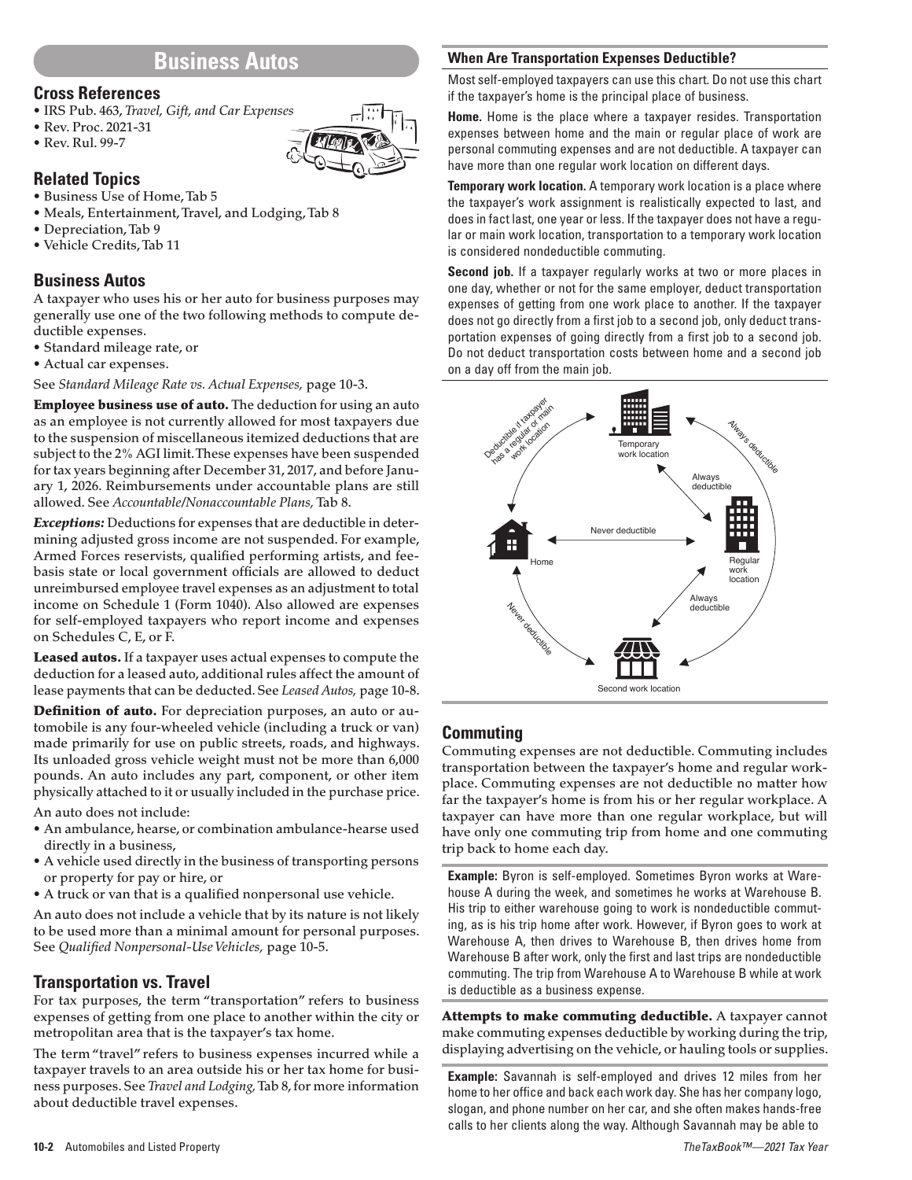## Business Autos

### Cross References

- IRS Pub. 463, *Travel, Gift, and Car Expenses*
- Rev. Proc. 2021-31
- Rev. Rul. 99-7

### Related Topics

- Business Use of Home, Tab 5
- Meals, Entertainment, Travel, and Lodging, Tab 8
- Depreciation, Tab 9
- Vehicle Credits, Tab 11

### Business Autos

A taxpayer who uses his or her auto for business purposes may generally use one of the two following methods to compute deductible expenses.

- Standard mileage rate, or
- Actual car expenses.

See *Standard Mileage Rate vs. Actual Expenses,* page 10-3.

**Employee business use of auto.** The deduction for using an auto as an employee is not currently allowed for most taxpayers due to the suspension of miscellaneous itemized deductions that are subject to the 2% AGI limit. These expenses have been suspended for tax years beginning after December 31, 2017, and before January 1, 2026. Reimbursements under accountable plans are still allowed. See *Accountable/Nonaccountable Plans,* Tab 8.

***Exceptions:*** Deductions for expenses that are deductible in determining adjusted gross income are not suspended. For example, Armed Forces reservists, qualified performing artists, and fee-basis state or local government officials are allowed to deduct unreimbursed employee travel expenses as an adjustment to total income on Schedule 1 (Form 1040). Also allowed are expenses for self-employed taxpayers who report income and expenses on Schedules C, E, or F.

**Leased autos.** If a taxpayer uses actual expenses to compute the deduction for a leased auto, additional rules affect the amount of lease payments that can be deducted. See *Leased Autos,* page 10-8.

**Definition of auto.** For depreciation purposes, an auto or automobile is any four-wheeled vehicle (including a truck or van) made primarily for use on public streets, roads, and highways. Its unloaded gross vehicle weight must not be more than 6,000 pounds. An auto includes any part, component, or other item physically attached to it or usually included in the purchase price.

An auto does not include:

- An ambulance, hearse, or combination ambulance-hearse used directly in a business,
- A vehicle used directly in the business of transporting persons or property for pay or hire, or
- A truck or van that is a qualified nonpersonal use vehicle.

An auto does not include a vehicle that by its nature is not likely to be used more than a minimal amount for personal purposes. See *Qualified Nonpersonal-Use Vehicles,* page 10-5.

### Transportation vs. Travel

For tax purposes, the term "transportation" refers to business expenses of getting from one place to another within the city or metropolitan area that is the taxpayer's tax home.

The term "travel" refers to business expenses incurred while a taxpayer travels to an area outside his or her tax home for business purposes. See *Travel and Lodging,* Tab 8, for more information about deductible travel expenses.

#### When Are Transportation Expenses Deductible?

Most self-employed taxpayers can use this chart. Do not use this chart if the taxpayer's home is the principal place of business.

**Home.** Home is the place where a taxpayer resides. Transportation expenses between home and the main or regular place of work are personal commuting expenses and are not deductible. A taxpayer can have more than one regular work location on different days.

**Temporary work location.** A temporary work location is a place where the taxpayer's work assignment is realistically expected to last, and does in fact last, one year or less. If the taxpayer does not have a regular or main work location, transportation to a temporary work location is considered nondeductible commuting.

**Second job.** If a taxpayer regularly works at two or more places in one day, whether or not for the same employer, deduct transportation expenses of getting from one work place to another. If the taxpayer does not go directly from a first job to a second job, only deduct transportation expenses of going directly from a first job to a second job. Do not deduct transportation costs between home and a second job on a day off from the main job.

- Home ↔ Temporary work location: Deductible if taxpayer has a regular or main work location
- Temporary work location ↔ Regular work location: Always deductible
- Home ↔ Regular work location: Never deductible
- Home ↔ Second work location: Never deductible
- Regular work location ↔ Second work location: Always deductible
- Second work location ↔ Temporary work location: Always deductible

### Commuting

Commuting expenses are not deductible. Commuting includes transportation between the taxpayer's home and regular workplace. Commuting expenses are not deductible no matter how far the taxpayer's home is from his or her regular workplace. A taxpayer can have more than one regular workplace, but will have only one commuting trip from home and one commuting trip back to home each day.

**Example:** Byron is self-employed. Sometimes Byron works at Warehouse A during the week, and sometimes he works at Warehouse B. His trip to either warehouse going to work is nondeductible commuting, as is his trip home after work. However, if Byron goes to work at Warehouse A, then drives to Warehouse B, then drives home from Warehouse B after work, only the first and last trips are nondeductible commuting. The trip from Warehouse A to Warehouse B while at work is deductible as a business expense.

**Attempts to make commuting deductible.** A taxpayer cannot make commuting expenses deductible by working during the trip, displaying advertising on the vehicle, or hauling tools or supplies.

**Example:** Savannah is self-employed and drives 12 miles from her home to her office and back each work day. She has her company logo, slogan, and phone number on her car, and she often makes hands-free calls to her clients along the way. Although Savannah may be able to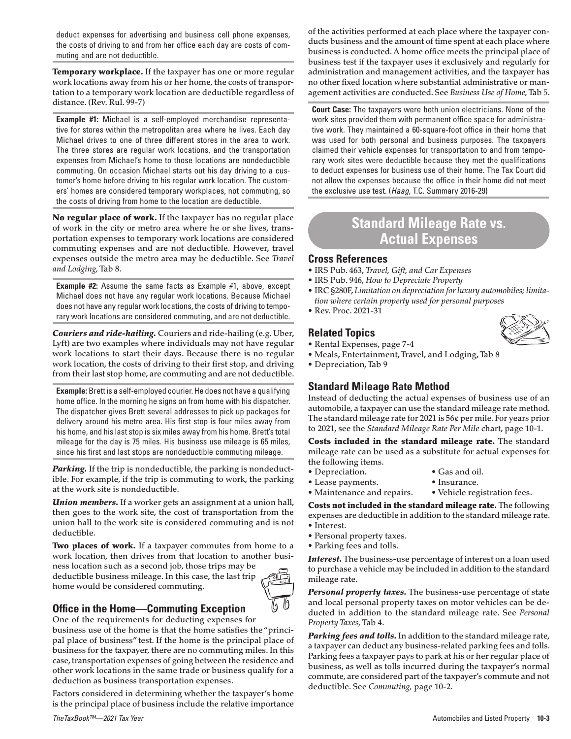deduct expenses for advertising and business cell phone expenses, the costs of driving to and from her office each day are costs of commuting and are not deductible.

**Temporary workplace.** If the taxpayer has one or more regular work locations away from his or her home, the costs of transportation to a temporary work location are deductible regardless of distance. (Rev. Rul. 99-7)

**Example #1:** Michael is a self-employed merchandise representative for stores within the metropolitan area where he lives. Each day Michael drives to one of three different stores in the area to work. The three stores are regular work locations, and the transportation expenses from Michael's home to those locations are nondeductible commuting. On occasion Michael starts out his day driving to a customer's home before driving to his regular work location. The customers' homes are considered temporary workplaces, not commuting, so the costs of driving from home to the location are deductible.

**No regular place of work.** If the taxpayer has no regular place of work in the city or metro area where he or she lives, transportation expenses to temporary work locations are considered commuting expenses and are not deductible. However, travel expenses outside the metro area may be deductible. See *Travel and Lodging,* Tab 8.

**Example #2:** Assume the same facts as Example #1, above, except Michael does not have any regular work locations. Because Michael does not have any regular work locations, the costs of driving to temporary work locations are considered commuting, and are not deductible.

***Couriers and ride-hailing.*** Couriers and ride-hailing (e.g. Uber, Lyft) are two examples where individuals may not have regular work locations to start their days. Because there is no regular work location, the costs of driving to their first stop, and driving from their last stop home, are commuting and are not deductible.

**Example:** Brett is a self-employed courier. He does not have a qualifying home office. In the morning he signs on from home with his dispatcher. The dispatcher gives Brett several addresses to pick up packages for delivery around his metro area. His first stop is four miles away from his home, and his last stop is six miles away from his home. Brett's total mileage for the day is 75 miles. His business use mileage is 65 miles, since his first and last stops are nondeductible commuting mileage.

***Parking.*** If the trip is nondeductible, the parking is nondeductible. For example, if the trip is commuting to work, the parking at the work site is nondeductible.

***Union members.*** If a worker gets an assignment at a union hall, then goes to the work site, the cost of transportation from the union hall to the work site is considered commuting and is not deductible.

**Two places of work.** If a taxpayer commutes from home to a work location, then drives from that location to another business location such as a second job, those trips may be deductible business mileage. In this case, the last trip home would be considered commuting.

### Office in the Home—Commuting Exception

One of the requirements for deducting expenses for business use of the home is that the home satisfies the "principal place of business" test. If the home is the principal place of business for the taxpayer, there are no commuting miles. In this case, transportation expenses of going between the residence and other work locations in the same trade or business qualify for a deduction as business transportation expenses.

Factors considered in determining whether the taxpayer's home is the principal place of business include the relative importance of the activities performed at each place where the taxpayer conducts business and the amount of time spent at each place where business is conducted. A home office meets the principal place of business test if the taxpayer uses it exclusively and regularly for administration and management activities, and the taxpayer has no other fixed location where substantial administrative or management activities are conducted. See *Business Use of Home,* Tab 5.

**Court Case:** The taxpayers were both union electricians. None of the work sites provided them with permanent office space for administrative work. They maintained a 60-square-foot office in their home that was used for both personal and business purposes. The taxpayers claimed their vehicle expenses for transportation to and from temporary work sites were deductible because they met the qualifications to deduct expenses for business use of their home. The Tax Court did not allow the expenses because the office in their home did not meet the exclusive use test. (*Haag,* T.C. Summary 2016-29)

## Standard Mileage Rate vs. Actual Expenses

### Cross References

- IRS Pub. 463, *Travel, Gift, and Car Expenses*
- IRS Pub. 946, *How to Depreciate Property*
- IRC §280F, *Limitation on depreciation for luxury automobiles; limitation where certain property used for personal purposes*
- Rev. Proc. 2021-31

### Related Topics

- Rental Expenses, page 7-4
- Meals, Entertainment, Travel, and Lodging, Tab 8
- Depreciation, Tab 9

### Standard Mileage Rate Method

Instead of deducting the actual expenses of business use of an automobile, a taxpayer can use the standard mileage rate method. The standard mileage rate for 2021 is 56¢ per mile. For years prior to 2021, see the *Standard Mileage Rate Per Mile* chart, page 10-1.

**Costs included in the standard mileage rate.** The standard mileage rate can be used as a substitute for actual expenses for the following items.

- Depreciation.
- Lease payments.
- Maintenance and repairs.
- Gas and oil.
- Insurance.
- Vehicle registration fees.

**Costs not included in the standard mileage rate.** The following expenses are deductible in addition to the standard mileage rate.

- Interest.
- Personal property taxes.
- Parking fees and tolls.

***Interest.*** The business-use percentage of interest on a loan used to purchase a vehicle may be included in addition to the standard mileage rate.

***Personal property taxes.*** The business-use percentage of state and local personal property taxes on motor vehicles can be deducted in addition to the standard mileage rate. See *Personal Property Taxes,* Tab 4.

***Parking fees and tolls.*** In addition to the standard mileage rate, a taxpayer can deduct any business-related parking fees and tolls. Parking fees a taxpayer pays to park at his or her regular place of business, as well as tolls incurred during the taxpayer's normal commute, are considered part of the taxpayer's commute and not deductible. See *Commuting,* page 10-2.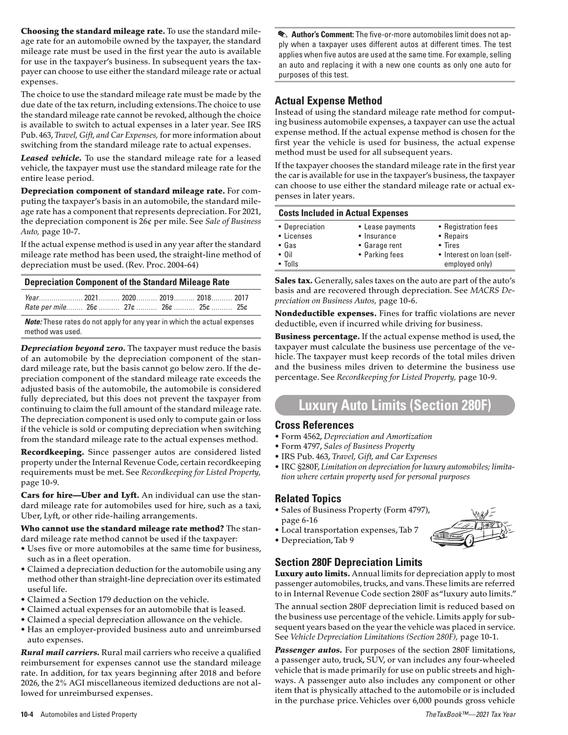**Choosing the standard mileage rate.** To use the standard mileage rate for an automobile owned by the taxpayer, the standard mileage rate must be used in the first year the auto is available for use in the taxpayer's business. In subsequent years the taxpayer can choose to use either the standard mileage rate or actual expenses.

The choice to use the standard mileage rate must be made by the due date of the tax return, including extensions. The choice to use the standard mileage rate cannot be revoked, although the choice is available to switch to actual expenses in a later year. See IRS Pub. 463, *Travel, Gift, and Car Expenses,* for more information about switching from the standard mileage rate to actual expenses.

***Leased vehicle.*** To use the standard mileage rate for a leased vehicle, the taxpayer must use the standard mileage rate for the entire lease period.

**Depreciation component of standard mileage rate.** For computing the taxpayer's basis in an automobile, the standard mileage rate has a component that represents depreciation. For 2021, the depreciation component is 26¢ per mile. See *Sale of Business Auto,* page 10-7.

If the actual expense method is used in any year after the standard mileage rate method has been used, the straight-line method of depreciation must be used. (Rev. Proc. 2004-64)

**Depreciation Component of the Standard Mileage Rate**

| *Year* | 2021 | 2020 | 2019 | 2018 | 2017 |
|---|---|---|---|---|---|
| *Rate per mile* | 26¢ | 27¢ | 26¢ | 25¢ | 25¢ |

***Note:*** These rates do not apply for any year in which the actual expenses method was used.

***Depreciation beyond zero.*** The taxpayer must reduce the basis of an automobile by the depreciation component of the standard mileage rate, but the basis cannot go below zero. If the depreciation component of the standard mileage rate exceeds the adjusted basis of the automobile, the automobile is considered fully depreciated, but this does not prevent the taxpayer from continuing to claim the full amount of the standard mileage rate. The depreciation component is used only to compute gain or loss if the vehicle is sold or computing depreciation when switching from the standard mileage rate to the actual expenses method.

**Recordkeeping.** Since passenger autos are considered listed property under the Internal Revenue Code, certain recordkeeping requirements must be met. See *Recordkeeping for Listed Property,* page 10-9.

**Cars for hire—Uber and Lyft.** An individual can use the standard mileage rate for automobiles used for hire, such as a taxi, Uber, Lyft, or other ride-hailing arrangements.

**Who cannot use the standard mileage rate method?** The standard mileage rate method cannot be used if the taxpayer:
- Uses five or more automobiles at the same time for business, such as in a fleet operation.
- Claimed a depreciation deduction for the automobile using any method other than straight-line depreciation over its estimated useful life.
- Claimed a Section 179 deduction on the vehicle.
- Claimed actual expenses for an automobile that is leased.
- Claimed a special depreciation allowance on the vehicle.
- Has an employer-provided business auto and unreimbursed auto expenses.

***Rural mail carriers.*** Rural mail carriers who receive a qualified reimbursement for expenses cannot use the standard mileage rate. In addition, for tax years beginning after 2018 and before 2026, the 2% AGI miscellaneous itemized deductions are not allowed for unreimbursed expenses.

**Author's Comment:** The five-or-more automobiles limit does not apply when a taxpayer uses different autos at different times. The test applies when five autos are used at the same time. For example, selling an auto and replacing it with a new one counts as only one auto for purposes of this test.

## Actual Expense Method

Instead of using the standard mileage rate method for computing business automobile expenses, a taxpayer can use the actual expense method. If the actual expense method is chosen for the first year the vehicle is used for business, the actual expense method must be used for all subsequent years.

If the taxpayer chooses the standard mileage rate in the first year the car is available for use in the taxpayer's business, the taxpayer can choose to use either the standard mileage rate or actual expenses in later years.

**Costs Included in Actual Expenses**

| | | |
|---|---|---|
| • Depreciation | • Lease payments | • Registration fees |
| • Licenses | • Insurance | • Repairs |
| • Gas | • Garage rent | • Tires |
| • Oil | • Parking fees | • Interest on loan (self-employed only) |
| • Tolls | | |

**Sales tax.** Generally, sales taxes on the auto are part of the auto's basis and are recovered through depreciation. See *MACRS Depreciation on Business Autos,* page 10-6.

**Nondeductible expenses.** Fines for traffic violations are never deductible, even if incurred while driving for business.

**Business percentage.** If the actual expense method is used, the taxpayer must calculate the business use percentage of the vehicle. The taxpayer must keep records of the total miles driven and the business miles driven to determine the business use percentage. See *Recordkeeping for Listed Property,* page 10-9.

# Luxury Auto Limits (Section 280F)

## Cross References

- Form 4562, *Depreciation and Amortization*
- Form 4797, *Sales of Business Property*
- IRS Pub. 463, *Travel, Gift, and Car Expenses*
- IRC §280F, *Limitation on depreciation for luxury automobiles; limitation where certain property used for personal purposes*

## Related Topics

- Sales of Business Property (Form 4797), page 6-16
- Local transportation expenses, Tab 7
- Depreciation, Tab 9

## Section 280F Depreciation Limits

**Luxury auto limits.** Annual limits for depreciation apply to most passenger automobiles, trucks, and vans. These limits are referred to in Internal Revenue Code section 280F as "luxury auto limits."

The annual section 280F depreciation limit is reduced based on the business use percentage of the vehicle. Limits apply for subsequent years based on the year the vehicle was placed in service. See *Vehicle Depreciation Limitations (Section 280F),* page 10-1.

***Passenger autos.*** For purposes of the section 280F limitations, a passenger auto, truck, SUV, or van includes any four-wheeled vehicle that is made primarily for use on public streets and highways. A passenger auto also includes any component or other item that is physically attached to the automobile or is included in the purchase price. Vehicles over 6,000 pounds gross vehicle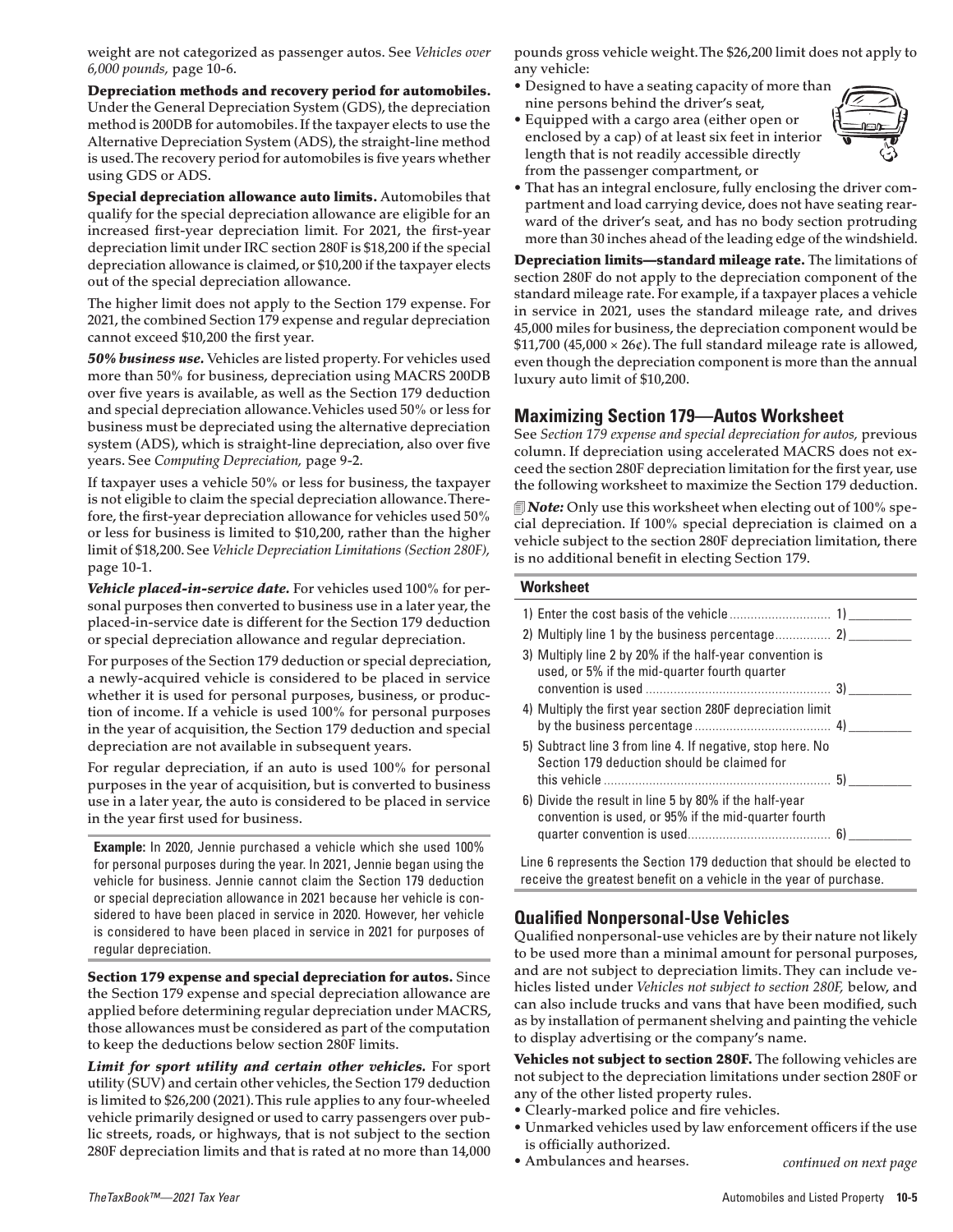weight are not categorized as passenger autos. See *Vehicles over 6,000 pounds,* page 10-6.

**Depreciation methods and recovery period for automobiles.** Under the General Depreciation System (GDS), the depreciation method is 200DB for automobiles. If the taxpayer elects to use the Alternative Depreciation System (ADS), the straight-line method is used. The recovery period for automobiles is five years whether using GDS or ADS.

**Special depreciation allowance auto limits.** Automobiles that qualify for the special depreciation allowance are eligible for an increased first-year depreciation limit. For 2021, the first-year depreciation limit under IRC section 280F is $18,200 if the special depreciation allowance is claimed, or $10,200 if the taxpayer elects out of the special depreciation allowance.

The higher limit does not apply to the Section 179 expense. For 2021, the combined Section 179 expense and regular depreciation cannot exceed $10,200 the first year.

***50% business use.*** Vehicles are listed property. For vehicles used more than 50% for business, depreciation using MACRS 200DB over five years is available, as well as the Section 179 deduction and special depreciation allowance. Vehicles used 50% or less for business must be depreciated using the alternative depreciation system (ADS), which is straight-line depreciation, also over five years. See *Computing Depreciation,* page 9-2.

If taxpayer uses a vehicle 50% or less for business, the taxpayer is not eligible to claim the special depreciation allowance. Therefore, the first-year depreciation allowance for vehicles used 50% or less for business is limited to $10,200, rather than the higher limit of $18,200. See *Vehicle Depreciation Limitations (Section 280F),* page 10-1.

***Vehicle placed-in-service date.*** For vehicles used 100% for personal purposes then converted to business use in a later year, the placed-in-service date is different for the Section 179 deduction or special depreciation allowance and regular depreciation.

For purposes of the Section 179 deduction or special depreciation, a newly-acquired vehicle is considered to be placed in service whether it is used for personal purposes, business, or production of income. If a vehicle is used 100% for personal purposes in the year of acquisition, the Section 179 deduction and special depreciation are not available in subsequent years.

For regular depreciation, if an auto is used 100% for personal purposes in the year of acquisition, but is converted to business use in a later year, the auto is considered to be placed in service in the year first used for business.

**Example:** In 2020, Jennie purchased a vehicle which she used 100% for personal purposes during the year. In 2021, Jennie began using the vehicle for business. Jennie cannot claim the Section 179 deduction or special depreciation allowance in 2021 because her vehicle is considered to have been placed in service in 2020. However, her vehicle is considered to have been placed in service in 2021 for purposes of regular depreciation.

**Section 179 expense and special depreciation for autos.** Since the Section 179 expense and special depreciation allowance are applied before determining regular depreciation under MACRS, those allowances must be considered as part of the computation to keep the deductions below section 280F limits.

***Limit for sport utility and certain other vehicles.*** For sport utility (SUV) and certain other vehicles, the Section 179 deduction is limited to $26,200 (2021). This rule applies to any four-wheeled vehicle primarily designed or used to carry passengers over public streets, roads, or highways, that is not subject to the section 280F depreciation limits and that is rated at no more than 14,000 pounds gross vehicle weight. The $26,200 limit does not apply to any vehicle:

- Designed to have a seating capacity of more than nine persons behind the driver's seat,
- Equipped with a cargo area (either open or enclosed by a cap) of at least six feet in interior length that is not readily accessible directly from the passenger compartment, or
- That has an integral enclosure, fully enclosing the driver compartment and load carrying device, does not have seating rearward of the driver's seat, and has no body section protruding more than 30 inches ahead of the leading edge of the windshield.

**Depreciation limits—standard mileage rate.** The limitations of section 280F do not apply to the depreciation component of the standard mileage rate. For example, if a taxpayer places a vehicle in service in 2021, uses the standard mileage rate, and drives 45,000 miles for business, the depreciation component would be $11,700 (45,000 × 26¢). The full standard mileage rate is allowed, even though the depreciation component is more than the annual luxury auto limit of $10,200.

## Maximizing Section 179—Autos Worksheet

See *Section 179 expense and special depreciation for autos,* previous column. If depreciation using accelerated MACRS does not exceed the section 280F depreciation limitation for the first year, use the following worksheet to maximize the Section 179 deduction.

***Note:*** Only use this worksheet when electing out of 100% special depreciation. If 100% special depreciation is claimed on a vehicle subject to the section 280F depreciation limitation, there is no additional benefit in electing Section 179.

**Worksheet**

1) Enter the cost basis of the vehicle .................... 1) ________
2) Multiply line 1 by the business percentage ................ 2) ________
3) Multiply line 2 by 20% if the half-year convention is used, or 5% if the mid-quarter fourth quarter convention is used .................... 3) ________
4) Multiply the first year section 280F depreciation limit by the business percentage .................... 4) ________
5) Subtract line 3 from line 4. If negative, stop here. No Section 179 deduction should be claimed for this vehicle .................... 5) ________
6) Divide the result in line 5 by 80% if the half-year convention is used, or 95% if the mid-quarter fourth quarter convention is used .................... 6) ________

Line 6 represents the Section 179 deduction that should be elected to receive the greatest benefit on a vehicle in the year of purchase.

## Qualified Nonpersonal-Use Vehicles

Qualified nonpersonal-use vehicles are by their nature not likely to be used more than a minimal amount for personal purposes, and are not subject to depreciation limits. They can include vehicles listed under *Vehicles not subject to section 280F,* below, and can also include trucks and vans that have been modified, such as by installation of permanent shelving and painting the vehicle to display advertising or the company's name.

**Vehicles not subject to section 280F.** The following vehicles are not subject to the depreciation limitations under section 280F or any of the other listed property rules.

- Clearly-marked police and fire vehicles.
- Unmarked vehicles used by law enforcement officers if the use is officially authorized.
- Ambulances and hearses.

*continued on next page*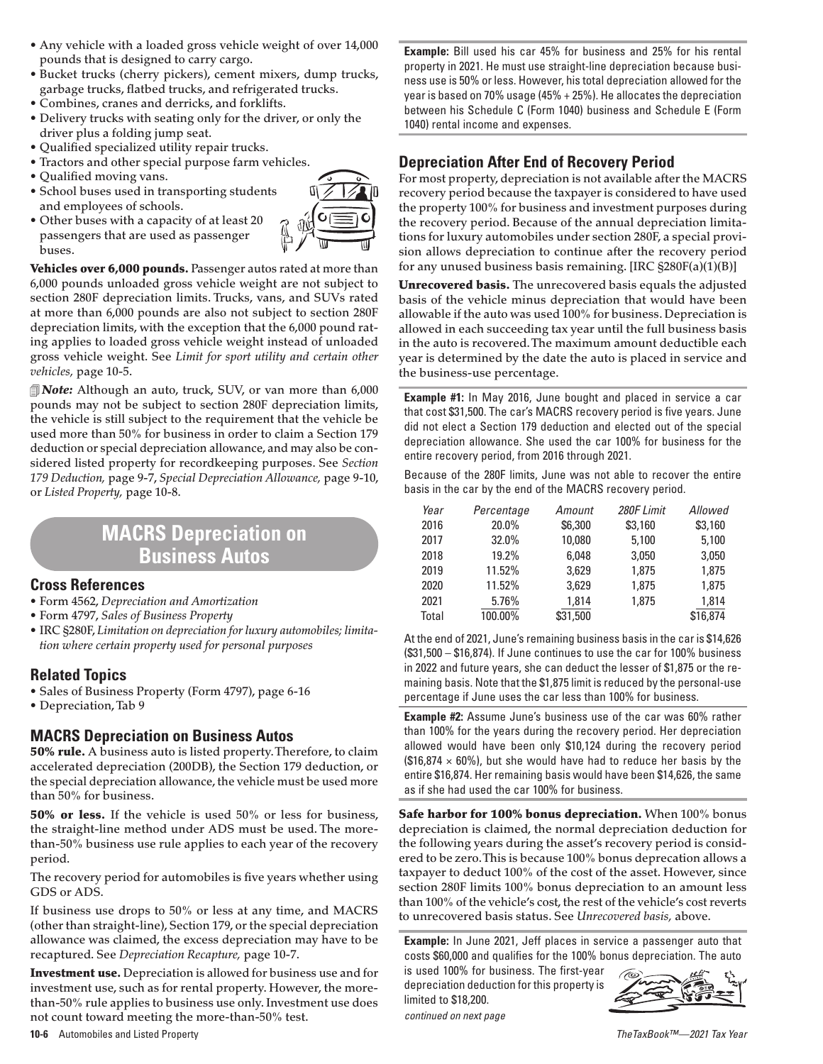- Any vehicle with a loaded gross vehicle weight of over 14,000 pounds that is designed to carry cargo.
- Bucket trucks (cherry pickers), cement mixers, dump trucks, garbage trucks, flatbed trucks, and refrigerated trucks.
- Combines, cranes and derricks, and forklifts.
- Delivery trucks with seating only for the driver, or only the driver plus a folding jump seat.
- Qualified specialized utility repair trucks.
- Tractors and other special purpose farm vehicles.
- Qualified moving vans.
- School buses used in transporting students and employees of schools.
- Other buses with a capacity of at least 20 passengers that are used as passenger buses.

**Vehicles over 6,000 pounds.** Passenger autos rated at more than 6,000 pounds unloaded gross vehicle weight are not subject to section 280F depreciation limits. Trucks, vans, and SUVs rated at more than 6,000 pounds are also not subject to section 280F depreciation limits, with the exception that the 6,000 pound rating applies to loaded gross vehicle weight instead of unloaded gross vehicle weight. See *Limit for sport utility and certain other vehicles,* page 10-5.

***Note:*** Although an auto, truck, SUV, or van more than 6,000 pounds may not be subject to section 280F depreciation limits, the vehicle is still subject to the requirement that the vehicle be used more than 50% for business in order to claim a Section 179 deduction or special depreciation allowance, and may also be considered listed property for recordkeeping purposes. See *Section 179 Deduction,* page 9-7, *Special Depreciation Allowance,* page 9-10, or *Listed Property,* page 10-8.

# MACRS Depreciation on Business Autos

## Cross References

- Form 4562, *Depreciation and Amortization*
- Form 4797, *Sales of Business Property*
- IRC §280F, *Limitation on depreciation for luxury automobiles; limitation where certain property used for personal purposes*

## Related Topics

- Sales of Business Property (Form 4797), page 6-16
- Depreciation, Tab 9

## MACRS Depreciation on Business Autos

**50% rule.** A business auto is listed property. Therefore, to claim accelerated depreciation (200DB), the Section 179 deduction, or the special depreciation allowance, the vehicle must be used more than 50% for business.

**50% or less.** If the vehicle is used 50% or less for business, the straight-line method under ADS must be used. The more-than-50% business use rule applies to each year of the recovery period.

The recovery period for automobiles is five years whether using GDS or ADS.

If business use drops to 50% or less at any time, and MACRS (other than straight-line), Section 179, or the special depreciation allowance was claimed, the excess depreciation may have to be recaptured. See *Depreciation Recapture,* page 10-7.

**Investment use.** Depreciation is allowed for business use and for investment use, such as for rental property. However, the more-than-50% rule applies to business use only. Investment use does not count toward meeting the more-than-50% test.

**Example:** Bill used his car 45% for business and 25% for his rental property in 2021. He must use straight-line depreciation because business use is 50% or less. However, his total depreciation allowed for the year is based on 70% usage (45% + 25%). He allocates the depreciation between his Schedule C (Form 1040) business and Schedule E (Form 1040) rental income and expenses.

## Depreciation After End of Recovery Period

For most property, depreciation is not available after the MACRS recovery period because the taxpayer is considered to have used the property 100% for business and investment purposes during the recovery period. Because of the annual depreciation limitations for luxury automobiles under section 280F, a special provision allows depreciation to continue after the recovery period for any unused business basis remaining. [IRC §280F(a)(1)(B)]

**Unrecovered basis.** The unrecovered basis equals the adjusted basis of the vehicle minus depreciation that would have been allowable if the auto was used 100% for business. Depreciation is allowed in each succeeding tax year until the full business basis in the auto is recovered. The maximum amount deductible each year is determined by the date the auto is placed in service and the business-use percentage.

**Example #1:** In May 2016, June bought and placed in service a car that cost $31,500. The car's MACRS recovery period is five years. June did not elect a Section 179 deduction and elected out of the special depreciation allowance. She used the car 100% for business for the entire recovery period, from 2016 through 2021.

Because of the 280F limits, June was not able to recover the entire basis in the car by the end of the MACRS recovery period.

| *Year* | *Percentage* | *Amount* | *280F Limit* | *Allowed* |
|---|---|---|---|---|
| 2016 | 20.0% | $6,300 | $3,160 | $3,160 |
| 2017 | 32.0% | 10,080 | 5,100 | 5,100 |
| 2018 | 19.2% | 6,048 | 3,050 | 3,050 |
| 2019 | 11.52% | 3,629 | 1,875 | 1,875 |
| 2020 | 11.52% | 3,629 | 1,875 | 1,875 |
| 2021 | 5.76% | 1,814 | 1,875 | 1,814 |
| Total | 100.00% | $31,500 | | $16,874 |

At the end of 2021, June's remaining business basis in the car is $14,626 ($31,500 – $16,874). If June continues to use the car for 100% business in 2022 and future years, she can deduct the lesser of $1,875 or the remaining basis. Note that the $1,875 limit is reduced by the personal-use percentage if June uses the car less than 100% for business.

**Example #2:** Assume June's business use of the car was 60% rather than 100% for the years during the recovery period. Her depreciation allowed would have been only $10,124 during the recovery period ($16,874 × 60%), but she would have had to reduce her basis by the entire $16,874. Her remaining basis would have been $14,626, the same as if she had used the car 100% for business.

**Safe harbor for 100% bonus depreciation.** When 100% bonus depreciation is claimed, the normal depreciation deduction for the following years during the asset's recovery period is considered to be zero. This is because 100% bonus deprecation allows a taxpayer to deduct 100% of the cost of the asset. However, since section 280F limits 100% bonus depreciation to an amount less than 100% of the vehicle's cost, the rest of the vehicle's cost reverts to unrecovered basis status. See *Unrecovered basis,* above.

**Example:** In June 2021, Jeff places in service a passenger auto that costs $60,000 and qualifies for the 100% bonus depreciation. The auto is used 100% for business. The first-year depreciation deduction for this property is limited to $18,200.

*continued on next page*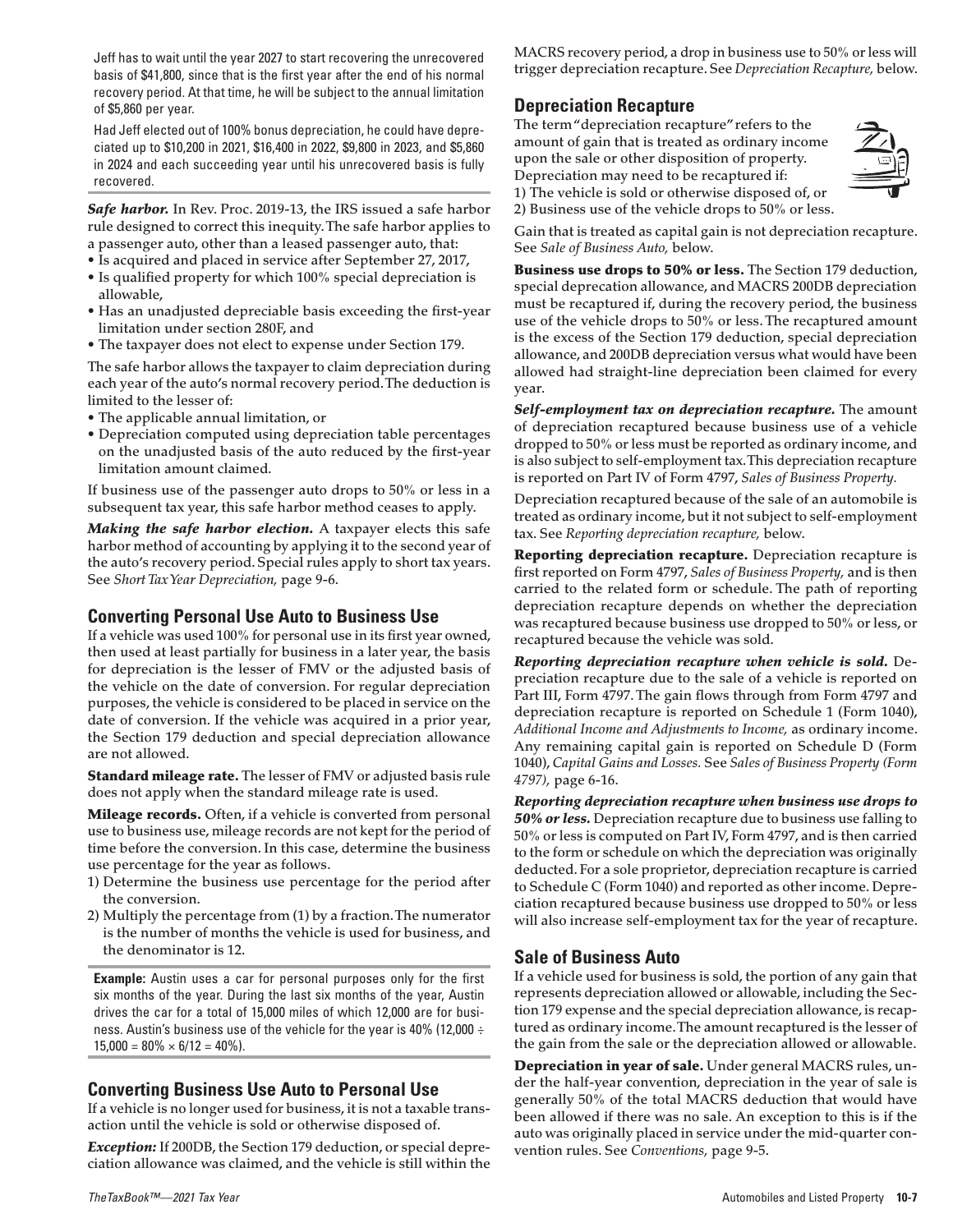Jeff has to wait until the year 2027 to start recovering the unrecovered basis of $41,800, since that is the first year after the end of his normal recovery period. At that time, he will be subject to the annual limitation of $5,860 per year.

Had Jeff elected out of 100% bonus depreciation, he could have depreciated up to $10,200 in 2021, $16,400 in 2022, $9,800 in 2023, and $5,860 in 2024 and each succeeding year until his unrecovered basis is fully recovered.

***Safe harbor.*** In Rev. Proc. 2019-13, the IRS issued a safe harbor rule designed to correct this inequity. The safe harbor applies to a passenger auto, other than a leased passenger auto, that:

- Is acquired and placed in service after September 27, 2017,
- Is qualified property for which 100% special depreciation is allowable,
- Has an unadjusted depreciable basis exceeding the first-year limitation under section 280F, and
- The taxpayer does not elect to expense under Section 179.

The safe harbor allows the taxpayer to claim depreciation during each year of the auto's normal recovery period. The deduction is limited to the lesser of:

- The applicable annual limitation, or
- Depreciation computed using depreciation table percentages on the unadjusted basis of the auto reduced by the first-year limitation amount claimed.

If business use of the passenger auto drops to 50% or less in a subsequent tax year, this safe harbor method ceases to apply.

***Making the safe harbor election.*** A taxpayer elects this safe harbor method of accounting by applying it to the second year of the auto's recovery period. Special rules apply to short tax years. See *Short Tax Year Depreciation,* page 9-6.

## Converting Personal Use Auto to Business Use

If a vehicle was used 100% for personal use in its first year owned, then used at least partially for business in a later year, the basis for depreciation is the lesser of FMV or the adjusted basis of the vehicle on the date of conversion. For regular depreciation purposes, the vehicle is considered to be placed in service on the date of conversion. If the vehicle was acquired in a prior year, the Section 179 deduction and special depreciation allowance are not allowed.

**Standard mileage rate.** The lesser of FMV or adjusted basis rule does not apply when the standard mileage rate is used.

**Mileage records.** Often, if a vehicle is converted from personal use to business use, mileage records are not kept for the period of time before the conversion. In this case, determine the business use percentage for the year as follows.

1) Determine the business use percentage for the period after the conversion.
2) Multiply the percentage from (1) by a fraction. The numerator is the number of months the vehicle is used for business, and the denominator is 12.

**Example:** Austin uses a car for personal purposes only for the first six months of the year. During the last six months of the year, Austin drives the car for a total of 15,000 miles of which 12,000 are for business. Austin's business use of the vehicle for the year is 40% (12,000 ÷ 15,000 = 80% × 6/12 = 40%).

## Converting Business Use Auto to Personal Use

If a vehicle is no longer used for business, it is not a taxable transaction until the vehicle is sold or otherwise disposed of.

***Exception:*** If 200DB, the Section 179 deduction, or special depreciation allowance was claimed, and the vehicle is still within the MACRS recovery period, a drop in business use to 50% or less will trigger depreciation recapture. See *Depreciation Recapture,* below.

## Depreciation Recapture

The term "depreciation recapture" refers to the amount of gain that is treated as ordinary income upon the sale or other disposition of property. Depreciation may need to be recaptured if:

1) The vehicle is sold or otherwise disposed of, or
2) Business use of the vehicle drops to 50% or less.

Gain that is treated as capital gain is not depreciation recapture. See *Sale of Business Auto,* below.

**Business use drops to 50% or less.** The Section 179 deduction, special deprecation allowance, and MACRS 200DB depreciation must be recaptured if, during the recovery period, the business use of the vehicle drops to 50% or less. The recaptured amount is the excess of the Section 179 deduction, special depreciation allowance, and 200DB depreciation versus what would have been allowed had straight-line depreciation been claimed for every year.

***Self-employment tax on depreciation recapture.*** The amount of depreciation recaptured because business use of a vehicle dropped to 50% or less must be reported as ordinary income, and is also subject to self-employment tax. This depreciation recapture is reported on Part IV of Form 4797, *Sales of Business Property.*

Depreciation recaptured because of the sale of an automobile is treated as ordinary income, but it not subject to self-employment tax. See *Reporting depreciation recapture,* below.

**Reporting depreciation recapture.** Depreciation recapture is first reported on Form 4797, *Sales of Business Property,* and is then carried to the related form or schedule. The path of reporting depreciation recapture depends on whether the depreciation was recaptured because business use dropped to 50% or less, or recaptured because the vehicle was sold.

***Reporting depreciation recapture when vehicle is sold.*** Depreciation recapture due to the sale of a vehicle is reported on Part III, Form 4797. The gain flows through from Form 4797 and depreciation recapture is reported on Schedule 1 (Form 1040), *Additional Income and Adjustments to Income,* as ordinary income. Any remaining capital gain is reported on Schedule D (Form 1040), *Capital Gains and Losses.* See *Sales of Business Property (Form 4797),* page 6-16.

***Reporting depreciation recapture when business use drops to 50% or less.*** Depreciation recapture due to business use falling to 50% or less is computed on Part IV, Form 4797, and is then carried to the form or schedule on which the depreciation was originally deducted. For a sole proprietor, depreciation recapture is carried to Schedule C (Form 1040) and reported as other income. Depreciation recaptured because business use dropped to 50% or less will also increase self-employment tax for the year of recapture.

## Sale of Business Auto

If a vehicle used for business is sold, the portion of any gain that represents depreciation allowed or allowable, including the Section 179 expense and the special depreciation allowance, is recaptured as ordinary income. The amount recaptured is the lesser of the gain from the sale or the depreciation allowed or allowable.

**Depreciation in year of sale.** Under general MACRS rules, under the half-year convention, depreciation in the year of sale is generally 50% of the total MACRS deduction that would have been allowed if there was no sale. An exception to this is if the auto was originally placed in service under the mid-quarter convention rules. See *Conventions,* page 9-5.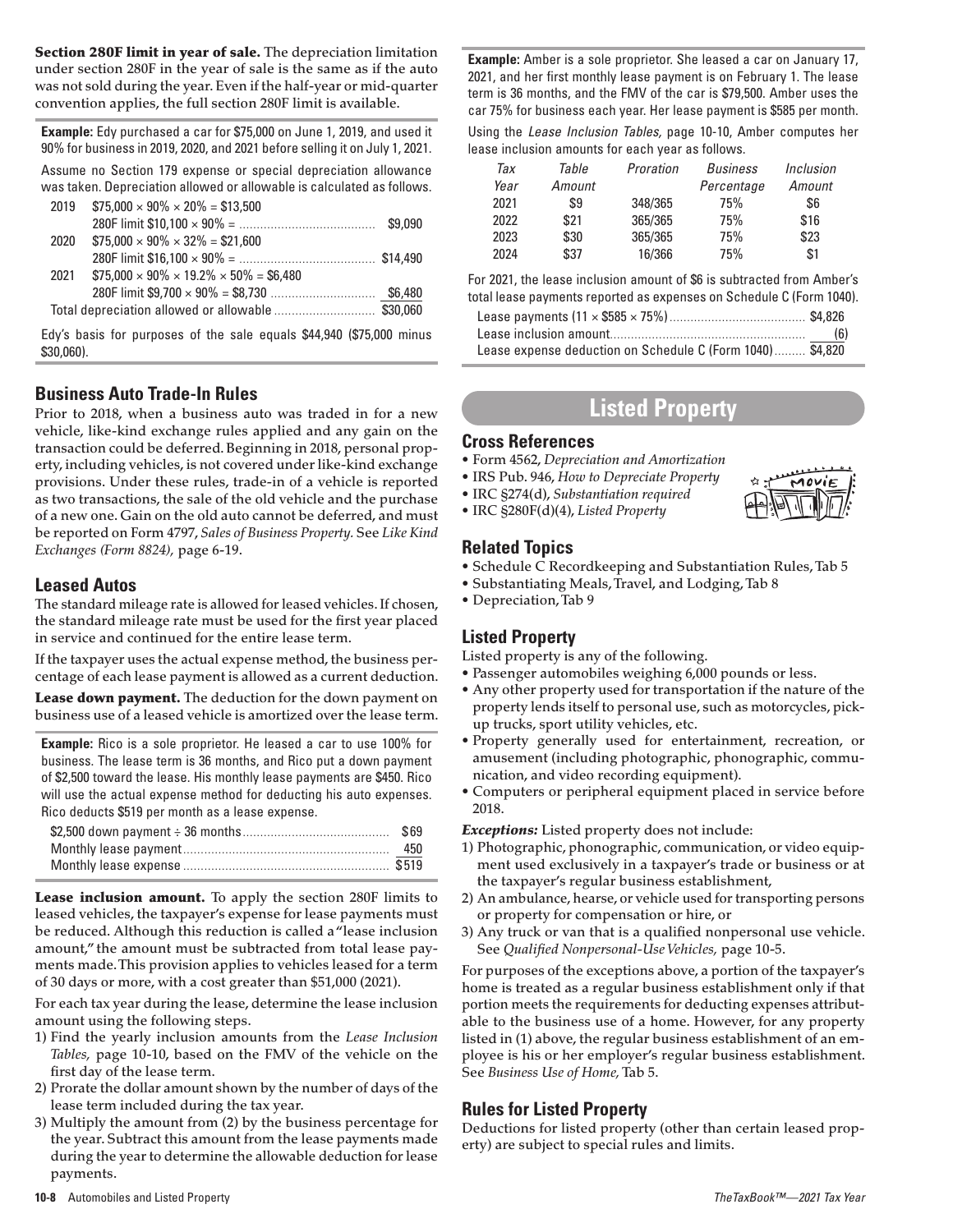**Section 280F limit in year of sale.** The depreciation limitation under section 280F in the year of sale is the same as if the auto was not sold during the year. Even if the half-year or mid-quarter convention applies, the full section 280F limit is available.

**Example:** Edy purchased a car for $75,000 on June 1, 2019, and used it 90% for business in 2019, 2020, and 2021 before selling it on July 1, 2021.

Assume no Section 179 expense or special depreciation allowance was taken. Depreciation allowed or allowable is calculated as follows.

| | | |
|---|---|---|
| 2019 | $75,000 × 90% × 20% = $13,500 | |
| | 280F limit $10,100 × 90% = | $9,090 |
| 2020 | $75,000 × 90% × 32% = $21,600 | |
| | 280F limit $16,100 × 90% = | $14,490 |
| 2021 | $75,000 × 90% × 19.2% × 50% = $6,480 | |
| | 280F limit $9,700 × 90% = $8,730 | $6,480 |
| | Total depreciation allowed or allowable | $30,060 |

Edy's basis for purposes of the sale equals $44,940 ($75,000 minus $30,060).

## Business Auto Trade-In Rules

Prior to 2018, when a business auto was traded in for a new vehicle, like-kind exchange rules applied and any gain on the transaction could be deferred. Beginning in 2018, personal property, including vehicles, is not covered under like-kind exchange provisions. Under these rules, trade-in of a vehicle is reported as two transactions, the sale of the old vehicle and the purchase of a new one. Gain on the old auto cannot be deferred, and must be reported on Form 4797, *Sales of Business Property.* See *Like Kind Exchanges (Form 8824),* page 6-19.

## Leased Autos

The standard mileage rate is allowed for leased vehicles. If chosen, the standard mileage rate must be used for the first year placed in service and continued for the entire lease term.

If the taxpayer uses the actual expense method, the business percentage of each lease payment is allowed as a current deduction.

**Lease down payment.** The deduction for the down payment on business use of a leased vehicle is amortized over the lease term.

**Example:** Rico is a sole proprietor. He leased a car to use 100% for business. The lease term is 36 months, and Rico put a down payment of $2,500 toward the lease. His monthly lease payments are $450. Rico will use the actual expense method for deducting his auto expenses. Rico deducts $519 per month as a lease expense.

| | |
|---|---|
| $2,500 down payment ÷ 36 months | $69 |
| Monthly lease payment | 450 |
| Monthly lease expense | $519 |

**Lease inclusion amount.** To apply the section 280F limits to leased vehicles, the taxpayer's expense for lease payments must be reduced. Although this reduction is called a "lease inclusion amount," the amount must be subtracted from total lease payments made. This provision applies to vehicles leased for a term of 30 days or more, with a cost greater than $51,000 (2021).

For each tax year during the lease, determine the lease inclusion amount using the following steps.

1) Find the yearly inclusion amounts from the *Lease Inclusion Tables,* page 10-10, based on the FMV of the vehicle on the first day of the lease term.
2) Prorate the dollar amount shown by the number of days of the lease term included during the tax year.
3) Multiply the amount from (2) by the business percentage for the year. Subtract this amount from the lease payments made during the year to determine the allowable deduction for lease payments.

**Example:** Amber is a sole proprietor. She leased a car on January 17, 2021, and her first monthly lease payment is on February 1. The lease term is 36 months, and the FMV of the car is $79,500. Amber uses the car 75% for business each year. Her lease payment is $585 per month.

Using the *Lease Inclusion Tables,* page 10-10, Amber computes her lease inclusion amounts for each year as follows.

| *Tax Year* | *Table Amount* | *Proration* | *Business Percentage* | *Inclusion Amount* |
|---|---|---|---|---|
| 2021 | $9 | 348/365 | 75% | $6 |
| 2022 | $21 | 365/365 | 75% | $16 |
| 2023 | $30 | 365/365 | 75% | $23 |
| 2024 | $37 | 16/366 | 75% | $1 |

For 2021, the lease inclusion amount of $6 is subtracted from Amber's total lease payments reported as expenses on Schedule C (Form 1040).

| | |
|---|---|
| Lease payments (11 × $585 × 75%) | $4,826 |
| Lease inclusion amount | (6) |
| Lease expense deduction on Schedule C (Form 1040) | $4,820 |

# Listed Property

## Cross References

- Form 4562, *Depreciation and Amortization*
- IRS Pub. 946, *How to Depreciate Property*
- IRC §274(d), *Substantiation required*
- IRC §280F(d)(4), *Listed Property*

## Related Topics

- Schedule C Recordkeeping and Substantiation Rules, Tab 5
- Substantiating Meals, Travel, and Lodging, Tab 8
- Depreciation, Tab 9

## Listed Property

Listed property is any of the following.

- Passenger automobiles weighing 6,000 pounds or less.
- Any other property used for transportation if the nature of the property lends itself to personal use, such as motorcycles, pick-up trucks, sport utility vehicles, etc.
- Property generally used for entertainment, recreation, or amusement (including photographic, phonographic, communication, and video recording equipment).
- Computers or peripheral equipment placed in service before 2018.

***Exceptions:*** Listed property does not include:

1) Photographic, phonographic, communication, or video equipment used exclusively in a taxpayer's trade or business or at the taxpayer's regular business establishment,
2) An ambulance, hearse, or vehicle used for transporting persons or property for compensation or hire, or
3) Any truck or van that is a qualified nonpersonal use vehicle. See *Qualified Nonpersonal-Use Vehicles,* page 10-5.

For purposes of the exceptions above, a portion of the taxpayer's home is treated as a regular business establishment only if that portion meets the requirements for deducting expenses attributable to the business use of a home. However, for any property listed in (1) above, the regular business establishment of an employee is his or her employer's regular business establishment. See *Business Use of Home,* Tab 5.

## Rules for Listed Property

Deductions for listed property (other than certain leased property) are subject to special rules and limits.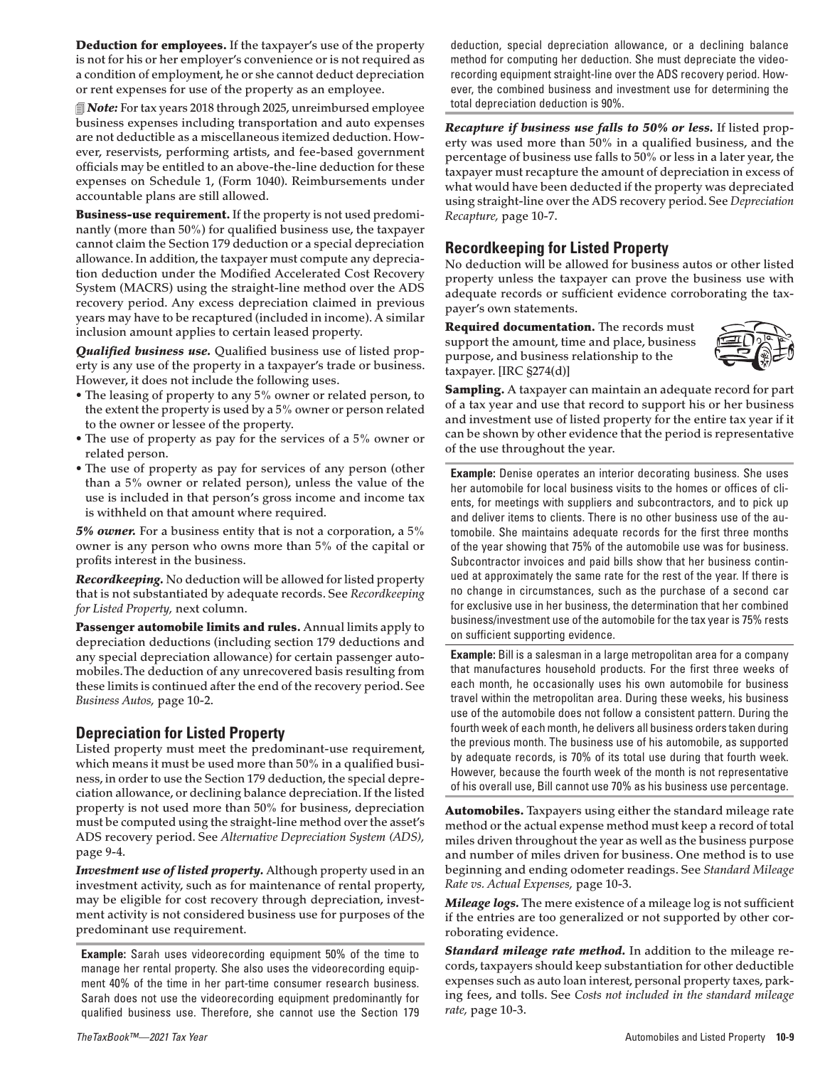**Deduction for employees.** If the taxpayer's use of the property is not for his or her employer's convenience or is not required as a condition of employment, he or she cannot deduct depreciation or rent expenses for use of the property as an employee.

***Note:*** For tax years 2018 through 2025, unreimbursed employee business expenses including transportation and auto expenses are not deductible as a miscellaneous itemized deduction. However, reservists, performing artists, and fee-based government officials may be entitled to an above-the-line deduction for these expenses on Schedule 1, (Form 1040). Reimbursements under accountable plans are still allowed.

**Business-use requirement.** If the property is not used predominantly (more than 50%) for qualified business use, the taxpayer cannot claim the Section 179 deduction or a special depreciation allowance. In addition, the taxpayer must compute any depreciation deduction under the Modified Accelerated Cost Recovery System (MACRS) using the straight-line method over the ADS recovery period. Any excess depreciation claimed in previous years may have to be recaptured (included in income). A similar inclusion amount applies to certain leased property.

***Qualified business use.*** Qualified business use of listed property is any use of the property in a taxpayer's trade or business. However, it does not include the following uses.

- The leasing of property to any 5% owner or related person, to the extent the property is used by a 5% owner or person related to the owner or lessee of the property.
- The use of property as pay for the services of a 5% owner or related person.
- The use of property as pay for services of any person (other than a 5% owner or related person), unless the value of the use is included in that person's gross income and income tax is withheld on that amount where required.

***5% owner.*** For a business entity that is not a corporation, a 5% owner is any person who owns more than 5% of the capital or profits interest in the business.

***Recordkeeping.*** No deduction will be allowed for listed property that is not substantiated by adequate records. See *Recordkeeping for Listed Property,* next column.

**Passenger automobile limits and rules.** Annual limits apply to depreciation deductions (including section 179 deductions and any special depreciation allowance) for certain passenger automobiles. The deduction of any unrecovered basis resulting from these limits is continued after the end of the recovery period. See *Business Autos,* page 10-2.

## Depreciation for Listed Property

Listed property must meet the predominant-use requirement, which means it must be used more than 50% in a qualified business, in order to use the Section 179 deduction, the special depreciation allowance, or declining balance depreciation. If the listed property is not used more than 50% for business, depreciation must be computed using the straight-line method over the asset's ADS recovery period. See *Alternative Depreciation System (ADS),* page 9-4.

***Investment use of listed property.*** Although property used in an investment activity, such as for maintenance of rental property, may be eligible for cost recovery through depreciation, investment activity is not considered business use for purposes of the predominant use requirement.

**Example:** Sarah uses videorecording equipment 50% of the time to manage her rental property. She also uses the videorecording equipment 40% of the time in her part-time consumer research business. Sarah does not use the videorecording equipment predominantly for qualified business use. Therefore, she cannot use the Section 179 deduction, special depreciation allowance, or a declining balance method for computing her deduction. She must depreciate the videorecording equipment straight-line over the ADS recovery period. However, the combined business and investment use for determining the total depreciation deduction is 90%.

***Recapture if business use falls to 50% or less.*** If listed property was used more than 50% in a qualified business, and the percentage of business use falls to 50% or less in a later year, the taxpayer must recapture the amount of depreciation in excess of what would have been deducted if the property was depreciated using straight-line over the ADS recovery period. See *Depreciation Recapture,* page 10-7.

## Recordkeeping for Listed Property

No deduction will be allowed for business autos or other listed property unless the taxpayer can prove the business use with adequate records or sufficient evidence corroborating the taxpayer's own statements.

**Required documentation.** The records must support the amount, time and place, business purpose, and business relationship to the taxpayer. [IRC §274(d)]

**Sampling.** A taxpayer can maintain an adequate record for part of a tax year and use that record to support his or her business and investment use of listed property for the entire tax year if it can be shown by other evidence that the period is representative of the use throughout the year.

**Example:** Denise operates an interior decorating business. She uses her automobile for local business visits to the homes or offices of clients, for meetings with suppliers and subcontractors, and to pick up and deliver items to clients. There is no other business use of the automobile. She maintains adequate records for the first three months of the year showing that 75% of the automobile use was for business. Subcontractor invoices and paid bills show that her business continued at approximately the same rate for the rest of the year. If there is no change in circumstances, such as the purchase of a second car for exclusive use in her business, the determination that her combined business/investment use of the automobile for the tax year is 75% rests on sufficient supporting evidence.

**Example:** Bill is a salesman in a large metropolitan area for a company that manufactures household products. For the first three weeks of each month, he occasionally uses his own automobile for business travel within the metropolitan area. During these weeks, his business use of the automobile does not follow a consistent pattern. During the fourth week of each month, he delivers all business orders taken during the previous month. The business use of his automobile, as supported by adequate records, is 70% of its total use during that fourth week. However, because the fourth week of the month is not representative of his overall use, Bill cannot use 70% as his business use percentage.

**Automobiles.** Taxpayers using either the standard mileage rate method or the actual expense method must keep a record of total miles driven throughout the year as well as the business purpose and number of miles driven for business. One method is to use beginning and ending odometer readings. See *Standard Mileage Rate vs. Actual Expenses,* page 10-3.

***Mileage logs.*** The mere existence of a mileage log is not sufficient if the entries are too generalized or not supported by other corroborating evidence.

***Standard mileage rate method.*** In addition to the mileage records, taxpayers should keep substantiation for other deductible expenses such as auto loan interest, personal property taxes, parking fees, and tolls. See *Costs not included in the standard mileage rate,* page 10-3.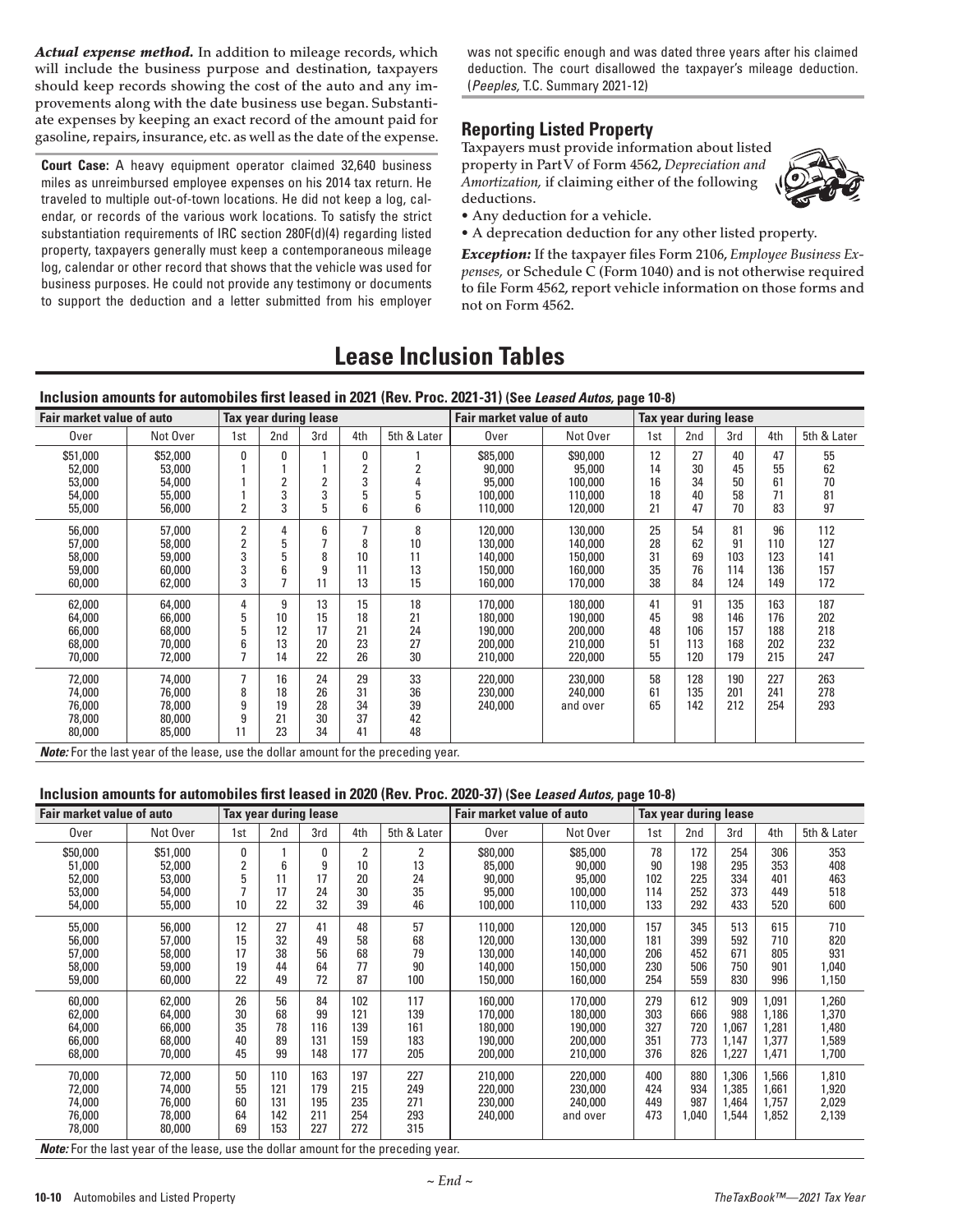***Actual expense method.*** In addition to mileage records, which will include the business purpose and destination, taxpayers should keep records showing the cost of the auto and any improvements along with the date business use began. Substantiate expenses by keeping an exact record of the amount paid for gasoline, repairs, insurance, etc. as well as the date of the expense.

**Court Case:** A heavy equipment operator claimed 32,640 business miles as unreimbursed employee expenses on his 2014 tax return. He traveled to multiple out-of-town locations. He did not keep a log, calendar, or records of the various work locations. To satisfy the strict substantiation requirements of IRC section 280F(d)(4) regarding listed property, taxpayers generally must keep a contemporaneous mileage log, calendar or other record that shows that the vehicle was used for business purposes. He could not provide any testimony or documents to support the deduction and a letter submitted from his employer was not specific enough and was dated three years after his claimed deduction. The court disallowed the taxpayer's mileage deduction. (*Peeples,* T.C. Summary 2021-12)

## Reporting Listed Property

Taxpayers must provide information about listed property in Part V of Form 4562, *Depreciation and Amortization,* if claiming either of the following deductions.

- Any deduction for a vehicle.
- A deprecation deduction for any other listed property.

***Exception:*** If the taxpayer files Form 2106, *Employee Business Expenses,* or Schedule C (Form 1040) and is not otherwise required to file Form 4562, report vehicle information on those forms and not on Form 4562.

# Lease Inclusion Tables

### Inclusion amounts for automobiles first leased in 2021 (Rev. Proc. 2021-31) (See *Leased Autos,* page 10-8)

| Fair market value of auto | | Tax year during lease | | | | | Fair market value of auto | | Tax year during lease | | | | |
|---|---|---|---|---|---|---|---|---|---|---|---|---|---|
| Over | Not Over | 1st | 2nd | 3rd | 4th | 5th & Later | Over | Not Over | 1st | 2nd | 3rd | 4th | 5th & Later |
| $51,000 | $52,000 | 0 | 0 | 1 | 0 | 1 | $85,000 | $90,000 | 12 | 27 | 40 | 47 | 55 |
| 52,000 | 53,000 | 1 | 1 | 1 | 2 | 2 | 90,000 | 95,000 | 14 | 30 | 45 | 55 | 62 |
| 53,000 | 54,000 | 1 | 2 | 2 | 3 | 4 | 95,000 | 100,000 | 16 | 34 | 50 | 61 | 70 |
| 54,000 | 55,000 | 1 | 3 | 3 | 5 | 5 | 100,000 | 110,000 | 18 | 40 | 58 | 71 | 81 |
| 55,000 | 56,000 | 2 | 3 | 5 | 6 | 6 | 110,000 | 120,000 | 21 | 47 | 70 | 83 | 97 |
| 56,000 | 57,000 | 2 | 4 | 6 | 7 | 8 | 120,000 | 130,000 | 25 | 54 | 81 | 96 | 112 |
| 57,000 | 58,000 | 2 | 5 | 7 | 8 | 10 | 130,000 | 140,000 | 28 | 62 | 91 | 110 | 127 |
| 58,000 | 59,000 | 3 | 5 | 8 | 10 | 11 | 140,000 | 150,000 | 31 | 69 | 103 | 123 | 141 |
| 59,000 | 60,000 | 3 | 6 | 9 | 11 | 13 | 150,000 | 160,000 | 35 | 76 | 114 | 136 | 157 |
| 60,000 | 62,000 | 3 | 7 | 11 | 13 | 15 | 160,000 | 170,000 | 38 | 84 | 124 | 149 | 172 |
| 62,000 | 64,000 | 4 | 9 | 13 | 15 | 18 | 170,000 | 180,000 | 41 | 91 | 135 | 163 | 187 |
| 64,000 | 66,000 | 5 | 10 | 15 | 18 | 21 | 180,000 | 190,000 | 45 | 98 | 146 | 176 | 202 |
| 66,000 | 68,000 | 5 | 12 | 17 | 21 | 24 | 190,000 | 200,000 | 48 | 106 | 157 | 188 | 218 |
| 68,000 | 70,000 | 6 | 13 | 20 | 23 | 27 | 200,000 | 210,000 | 51 | 113 | 168 | 202 | 232 |
| 70,000 | 72,000 | 7 | 14 | 22 | 26 | 30 | 210,000 | 220,000 | 55 | 120 | 179 | 215 | 247 |
| 72,000 | 74,000 | 7 | 16 | 24 | 29 | 33 | 220,000 | 230,000 | 58 | 128 | 190 | 227 | 263 |
| 74,000 | 76,000 | 8 | 18 | 26 | 31 | 36 | 230,000 | 240,000 | 61 | 135 | 201 | 241 | 278 |
| 76,000 | 78,000 | 9 | 19 | 28 | 34 | 39 | 240,000 | and over | 65 | 142 | 212 | 254 | 293 |
| 78,000 | 80,000 | 9 | 21 | 30 | 37 | 42 | | | | | | | |
| 80,000 | 85,000 | 11 | 23 | 34 | 41 | 48 | | | | | | | |

***Note:*** For the last year of the lease, use the dollar amount for the preceding year.

### Inclusion amounts for automobiles first leased in 2020 (Rev. Proc. 2020-37) (See *Leased Autos,* page 10-8)

| Fair market value of auto | | Tax year during lease | | | | | Fair market value of auto | | Tax year during lease | | | | |
|---|---|---|---|---|---|---|---|---|---|---|---|---|---|
| Over | Not Over | 1st | 2nd | 3rd | 4th | 5th & Later | Over | Not Over | 1st | 2nd | 3rd | 4th | 5th & Later |
| $50,000 | $51,000 | 0 | 1 | 0 | 2 | 2 | $80,000 | $85,000 | 78 | 172 | 254 | 306 | 353 |
| 51,000 | 52,000 | 2 | 6 | 9 | 10 | 13 | 85,000 | 90,000 | 90 | 198 | 295 | 353 | 408 |
| 52,000 | 53,000 | 5 | 11 | 17 | 20 | 24 | 90,000 | 95,000 | 102 | 225 | 334 | 401 | 463 |
| 53,000 | 54,000 | 7 | 17 | 24 | 30 | 35 | 95,000 | 100,000 | 114 | 252 | 373 | 449 | 518 |
| 54,000 | 55,000 | 10 | 22 | 32 | 39 | 46 | 100,000 | 110,000 | 133 | 292 | 433 | 520 | 600 |
| 55,000 | 56,000 | 12 | 27 | 41 | 48 | 57 | 110,000 | 120,000 | 157 | 345 | 513 | 615 | 710 |
| 56,000 | 57,000 | 15 | 32 | 49 | 58 | 68 | 120,000 | 130,000 | 181 | 399 | 592 | 710 | 820 |
| 57,000 | 58,000 | 17 | 38 | 56 | 68 | 79 | 130,000 | 140,000 | 206 | 452 | 671 | 805 | 931 |
| 58,000 | 59,000 | 19 | 44 | 64 | 77 | 90 | 140,000 | 150,000 | 230 | 506 | 750 | 901 | 1,040 |
| 59,000 | 60,000 | 22 | 49 | 72 | 87 | 100 | 150,000 | 160,000 | 254 | 559 | 830 | 996 | 1,150 |
| 60,000 | 62,000 | 26 | 56 | 84 | 102 | 117 | 160,000 | 170,000 | 279 | 612 | 909 | 1,091 | 1,260 |
| 62,000 | 64,000 | 30 | 68 | 99 | 121 | 139 | 170,000 | 180,000 | 303 | 666 | 988 | 1,186 | 1,370 |
| 64,000 | 66,000 | 35 | 78 | 116 | 139 | 161 | 180,000 | 190,000 | 327 | 720 | 1,067 | 1,281 | 1,480 |
| 66,000 | 68,000 | 40 | 89 | 131 | 159 | 183 | 190,000 | 200,000 | 351 | 773 | 1,147 | 1,377 | 1,589 |
| 68,000 | 70,000 | 45 | 99 | 148 | 177 | 205 | 200,000 | 210,000 | 376 | 826 | 1,227 | 1,471 | 1,700 |
| 70,000 | 72,000 | 50 | 110 | 163 | 197 | 227 | 210,000 | 220,000 | 400 | 880 | 1,306 | 1,566 | 1,810 |
| 72,000 | 74,000 | 55 | 121 | 179 | 215 | 249 | 220,000 | 230,000 | 424 | 934 | 1,385 | 1,661 | 1,920 |
| 74,000 | 76,000 | 60 | 131 | 195 | 235 | 271 | 230,000 | 240,000 | 449 | 987 | 1,464 | 1,757 | 2,029 |
| 76,000 | 78,000 | 64 | 142 | 211 | 254 | 293 | 240,000 | and over | 473 | 1,040 | 1,544 | 1,852 | 2,139 |
| 78,000 | 80,000 | 69 | 153 | 227 | 272 | 315 | | | | | | | |

***Note:*** For the last year of the lease, use the dollar amount for the preceding year.

*~ End ~*